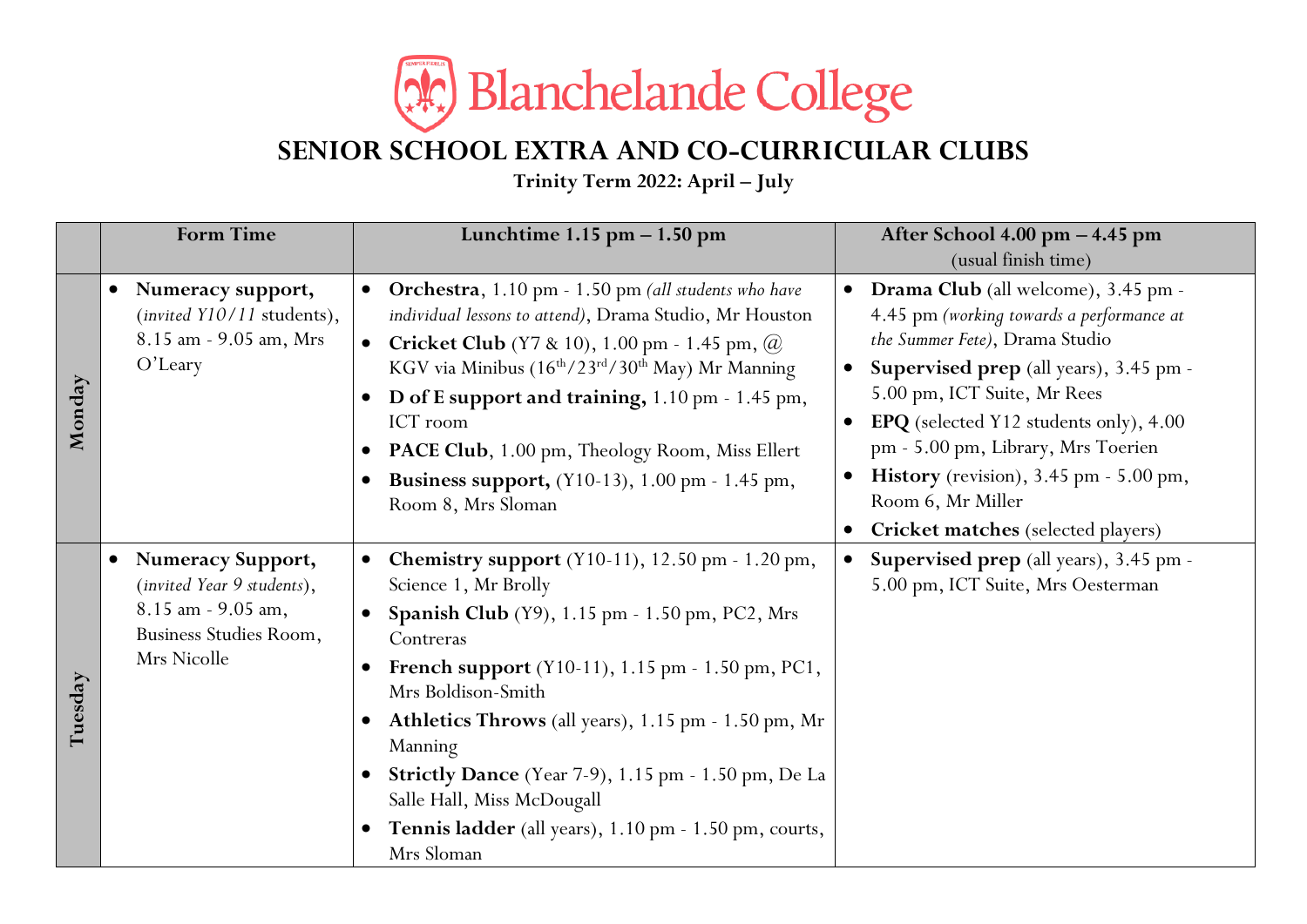# Blanchelande College

## SENIOR SCHOOL EXTRA AND CO-CURRICULAR CLUBS

**Trinity Term 2022: April – July**

| | Form Time | Lunchtime 1.15 pm – 1.50 pm | After School 4.00 pm – 4.45 pm (usual finish time) |
|---|---|---|---|
| **Monday** | • **Numeracy support,** (*invited Y10/11* students), 8.15 am - 9.05 am, Mrs O'Leary | • **Orchestra**, 1.10 pm - 1.50 pm *(all students who have individual lessons to attend)*, Drama Studio, Mr Houston<br>• **Cricket Club** (Y7 & 10), 1.00 pm - 1.45 pm, @ KGV via Minibus (16th/23rd/30th May) Mr Manning<br>• **D of E support and training,** 1.10 pm - 1.45 pm, ICT room<br>• **PACE Club**, 1.00 pm, Theology Room, Miss Ellert<br>• **Business support,** (Y10-13), 1.00 pm - 1.45 pm, Room 8, Mrs Sloman | • **Drama Club** (all welcome), 3.45 pm - 4.45 pm *(working towards a performance at the Summer Fete)*, Drama Studio<br>• **Supervised prep** (all years), 3.45 pm - 5.00 pm, ICT Suite, Mr Rees<br>• **EPQ** (selected Y12 students only), 4.00 pm - 5.00 pm, Library, Mrs Toerien<br>• **History** (revision), 3.45 pm - 5.00 pm, Room 6, Mr Miller<br>• **Cricket matches** (selected players) |
| **Tuesday** | • **Numeracy Support,** (*invited Year 9 students*), 8.15 am - 9.05 am, Business Studies Room, Mrs Nicolle | • **Chemistry support** (Y10-11), 12.50 pm - 1.20 pm, Science 1, Mr Brolly<br>• **Spanish Club** (Y9), 1.15 pm - 1.50 pm, PC2, Mrs Contreras<br>• **French support** (Y10-11), 1.15 pm - 1.50 pm, PC1, Mrs Boldison-Smith<br>• **Athletics Throws** (all years), 1.15 pm - 1.50 pm, Mr Manning<br>• **Strictly Dance** (Year 7-9), 1.15 pm - 1.50 pm, De La Salle Hall, Miss McDougall<br>• **Tennis ladder** (all years), 1.10 pm - 1.50 pm, courts, Mrs Sloman | • **Supervised prep** (all years), 3.45 pm - 5.00 pm, ICT Suite, Mrs Oesterman |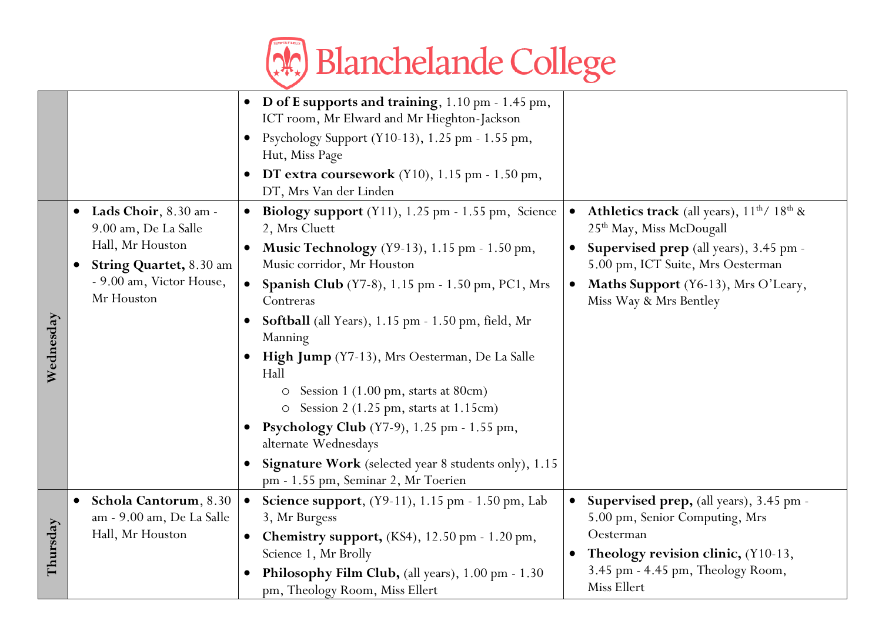# Blanchelande College

| | | | |
|---|---|---|---|
| | | • **D of E supports and training**, 1.10 pm - 1.45 pm, ICT room, Mr Elward and Mr Hieghton-Jackson<br>• Psychology Support (Y10-13), 1.25 pm - 1.55 pm, Hut, Miss Page<br>• **DT extra coursework** (Y10), 1.15 pm - 1.50 pm, DT, Mrs Van der Linden | |
| **Wednesday** | • **Lads Choir**, 8.30 am - 9.00 am, De La Salle Hall, Mr Houston<br>• **String Quartet,** 8.30 am - 9.00 am, Victor House, Mr Houston | • **Biology support** (Y11), 1.25 pm - 1.55 pm, Science 2, Mrs Cluett<br>• **Music Technology** (Y9-13), 1.15 pm - 1.50 pm, Music corridor, Mr Houston<br>• **Spanish Club** (Y7-8), 1.15 pm - 1.50 pm, PC1, Mrs Contreras<br>• **Softball** (all Years), 1.15 pm - 1.50 pm, field, Mr Manning<br>• **High Jump** (Y7-13), Mrs Oesterman, De La Salle Hall<br>  ○ Session 1 (1.00 pm, starts at 80cm)<br>  ○ Session 2 (1.25 pm, starts at 1.15cm)<br>• **Psychology Club** (Y7-9), 1.25 pm - 1.55 pm, alternate Wednesdays<br>• **Signature Work** (selected year 8 students only), 1.15 pm - 1.55 pm, Seminar 2, Mr Toerien | • **Athletics track** (all years), 11th/ 18th & 25th May, Miss McDougall<br>• **Supervised prep** (all years), 3.45 pm - 5.00 pm, ICT Suite, Mrs Oesterman<br>• **Maths Support** (Y6-13), Mrs O'Leary, Miss Way & Mrs Bentley |
| **Thursday** | • **Schola Cantorum**, 8.30 am - 9.00 am, De La Salle Hall, Mr Houston | • **Science support**, (Y9-11), 1.15 pm - 1.50 pm, Lab 3, Mr Burgess<br>• **Chemistry support,** (KS4), 12.50 pm - 1.20 pm, Science 1, Mr Brolly<br>• **Philosophy Film Club,** (all years), 1.00 pm - 1.30 pm, Theology Room, Miss Ellert | • **Supervised prep,** (all years), 3.45 pm - 5.00 pm, Senior Computing, Mrs Oesterman<br>• **Theology revision clinic,** (Y10-13, 3.45 pm - 4.45 pm, Theology Room, Miss Ellert |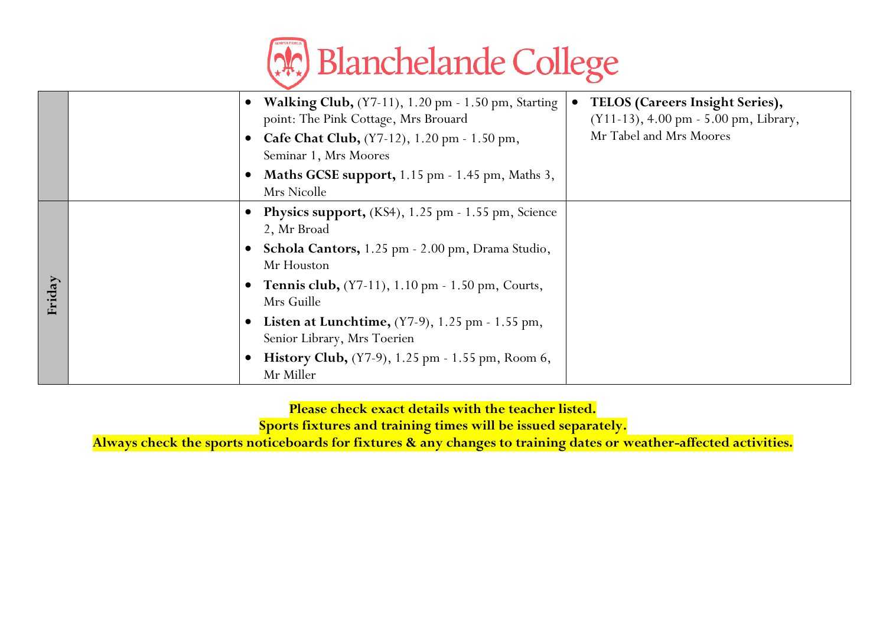# Blanchelande College

| | | | |
|---|---|---|---|
| | | • **Walking Club,** (Y7-11), 1.20 pm - 1.50 pm, Starting point: The Pink Cottage, Mrs Brouard<br>• **Cafe Chat Club,** (Y7-12), 1.20 pm - 1.50 pm, Seminar 1, Mrs Moores<br>• **Maths GCSE support,** 1.15 pm - 1.45 pm, Maths 3, Mrs Nicolle | • **TELOS (Careers Insight Series),** (Y11-13), 4.00 pm - 5.00 pm, Library, Mr Tabel and Mrs Moores |
| **Friday** | | • **Physics support,** (KS4), 1.25 pm - 1.55 pm, Science 2, Mr Broad<br>• **Schola Cantors,** 1.25 pm - 2.00 pm, Drama Studio, Mr Houston<br>• **Tennis club,** (Y7-11), 1.10 pm - 1.50 pm, Courts, Mrs Guille<br>• **Listen at Lunchtime,** (Y7-9), 1.25 pm - 1.55 pm, Senior Library, Mrs Toerien<br>• **History Club,** (Y7-9), 1.25 pm - 1.55 pm, Room 6, Mr Miller | |

**Please check exact details with the teacher listed.**
**Sports fixtures and training times will be issued separately.**
**Always check the sports noticeboards for fixtures & any changes to training dates or weather-affected activities.**